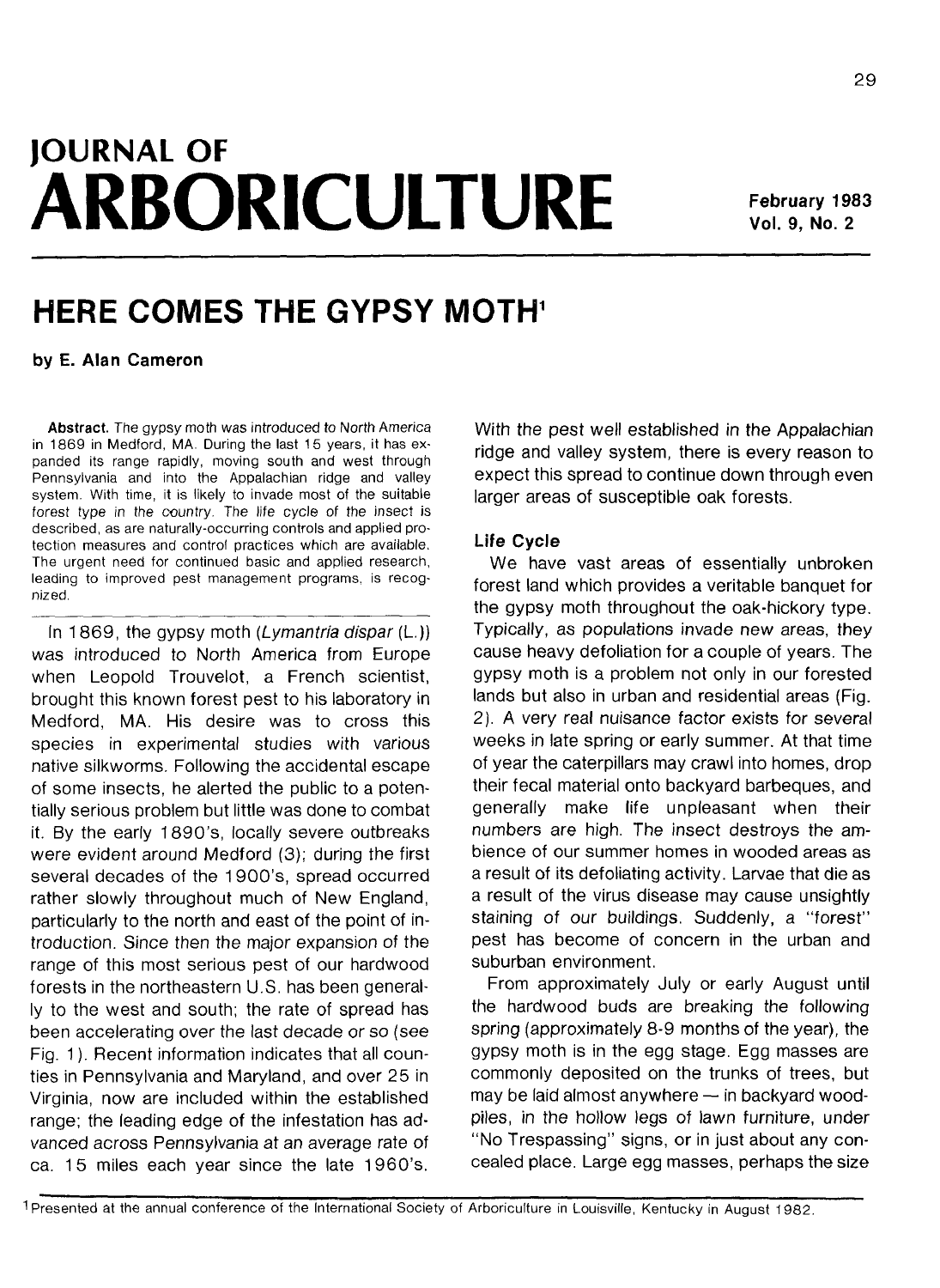# JOURNAL OF ARBORICULTURE

February 1983
Vol. 9, No. 2

## HERE COMES THE GYPSY MOTH[1]

**by E. Alan Cameron**

**Abstract.** The gypsy moth was introduced to North America in 1869 in Medford, MA. During the last 15 years, it has expanded its range rapidly, moving south and west through Pennsylvania and into the Appalachian ridge and valley system. With time, it is likely to invade most of the suitable forest type in the country. The life cycle of the insect is described, as are naturally-occurring controls and applied protection measures and control practices which are available. The urgent need for continued basic and applied research, leading to improved pest management programs, is recognized.

In 1869, the gypsy moth (*Lymantria dispar* (L.)) was introduced to North America from Europe when Leopold Trouvelot, a French scientist, brought this known forest pest to his laboratory in Medford, MA. His desire was to cross this species in experimental studies with various native silkworms. Following the accidental escape of some insects, he alerted the public to a potentially serious problem but little was done to combat it. By the early 1890's, locally severe outbreaks were evident around Medford (3); during the first several decades of the 1900's, spread occurred rather slowly throughout much of New England, particularly to the north and east of the point of introduction. Since then the major expansion of the range of this most serious pest of our hardwood forests in the northeastern U.S. has been generally to the west and south; the rate of spread has been accelerating over the last decade or so (see Fig. 1). Recent information indicates that all counties in Pennsylvania and Maryland, and over 25 in Virginia, now are included within the established range; the leading edge of the infestation has advanced across Pennsylvania at an average rate of ca. 15 miles each year since the late 1960's. With the pest well established in the Appalachian ridge and valley system, there is every reason to expect this spread to continue down through even larger areas of susceptible oak forests.

### Life Cycle

We have vast areas of essentially unbroken forest land which provides a veritable banquet for the gypsy moth throughout the oak-hickory type. Typically, as populations invade new areas, they cause heavy defoliation for a couple of years. The gypsy moth is a problem not only in our forested lands but also in urban and residential areas (Fig. 2). A very real nuisance factor exists for several weeks in late spring or early summer. At that time of year the caterpillars may crawl into homes, drop their fecal material onto backyard barbeques, and generally make life unpleasant when their numbers are high. The insect destroys the ambience of our summer homes in wooded areas as a result of its defoliating activity. Larvae that die as a result of the virus disease may cause unsightly staining of our buildings. Suddenly, a "forest" pest has become of concern in the urban and suburban environment.

From approximately July or early August until the hardwood buds are breaking the following spring (approximately 8-9 months of the year), the gypsy moth is in the egg stage. Egg masses are commonly deposited on the trunks of trees, but may be laid almost anywhere — in backyard woodpiles, in the hollow legs of lawn furniture, under "No Trespassing" signs, or in just about any concealed place. Large egg masses, perhaps the size

[1] Presented at the annual conference of the International Society of Arboriculture in Louisville, Kentucky in August 1982.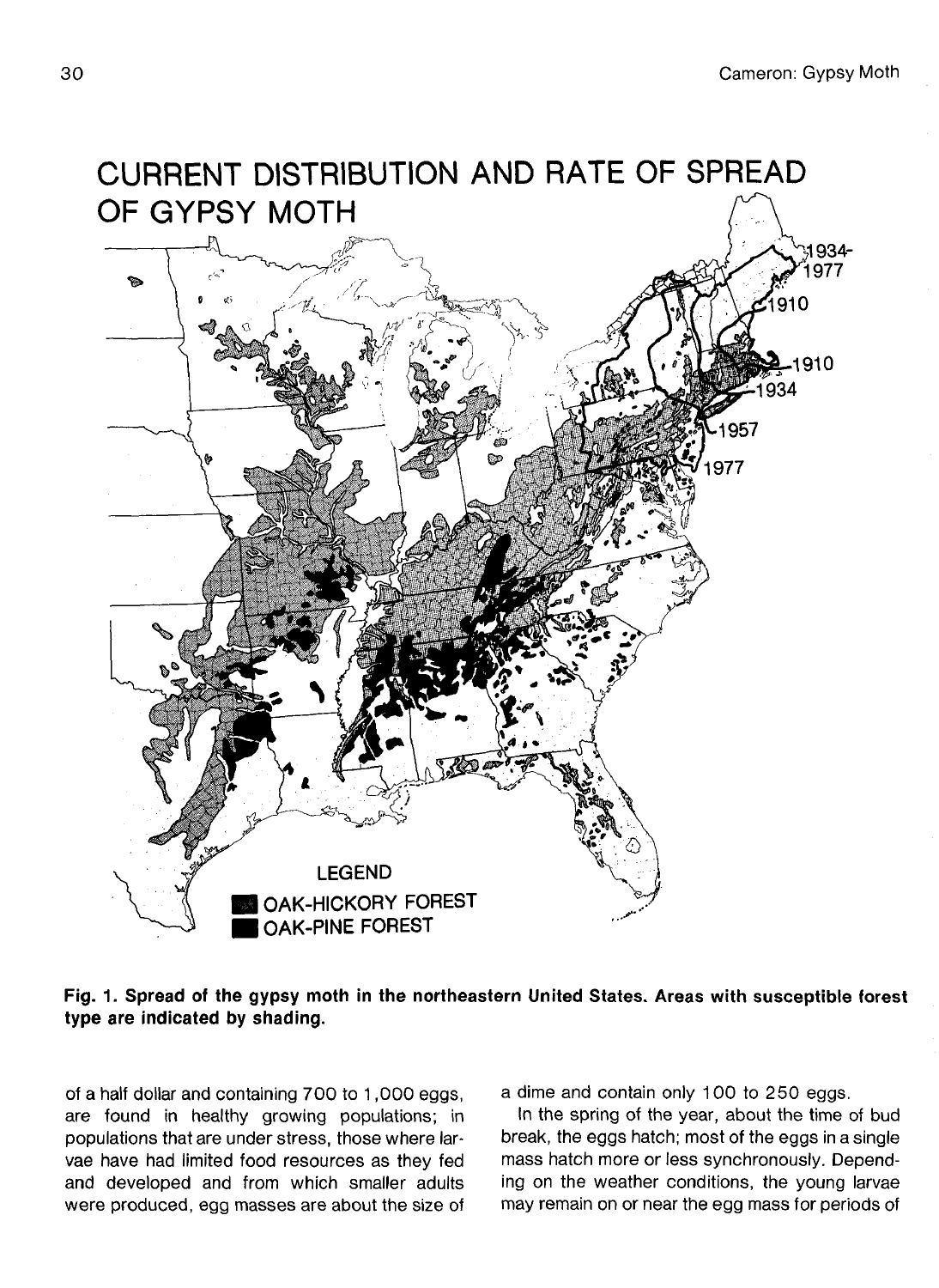CURRENT DISTRIBUTION AND RATE OF SPREAD OF GYPSY MOTH

LEGEND

OAK-HICKORY FOREST

OAK-PINE FOREST

**Fig. 1. Spread of the gypsy moth in the northeastern United States. Areas with susceptible forest type are indicated by shading.**

of a half dollar and containing 700 to 1,000 eggs, are found in healthy growing populations; in populations that are under stress, those where larvae have had limited food resources as they fed and developed and from which smaller adults were produced, egg masses are about the size of a dime and contain only 100 to 250 eggs.

In the spring of the year, about the time of bud break, the eggs hatch; most of the eggs in a single mass hatch more or less synchronously. Depending on the weather conditions, the young larvae may remain on or near the egg mass for periods of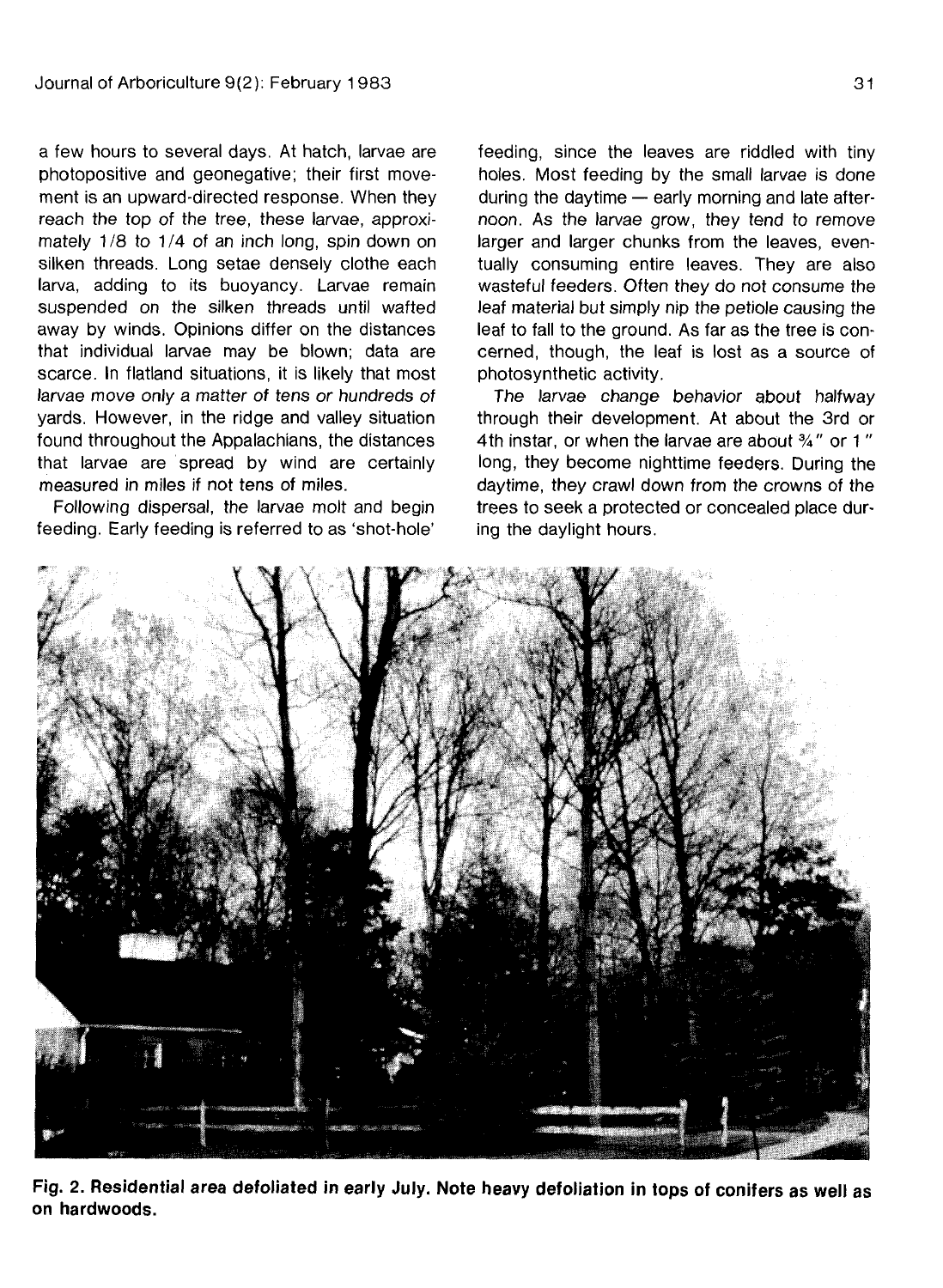a few hours to several days. At hatch, larvae are photopositive and geonegative; their first movement is an upward-directed response. When they reach the top of the tree, these larvae, approximately 1/8 to 1/4 of an inch long, spin down on silken threads. Long setae densely clothe each larva, adding to its buoyancy. Larvae remain suspended on the silken threads until wafted away by winds. Opinions differ on the distances that individual larvae may be blown; data are scarce. In flatland situations, it is likely that most larvae move only a matter of tens or hundreds of yards. However, in the ridge and valley situation found throughout the Appalachians, the distances that larvae are spread by wind are certainly measured in miles if not tens of miles.

Following dispersal, the larvae molt and begin feeding. Early feeding is referred to as 'shot-hole' feeding, since the leaves are riddled with tiny holes. Most feeding by the small larvae is done during the daytime — early morning and late afternoon. As the larvae grow, they tend to remove larger and larger chunks from the leaves, eventually consuming entire leaves. They are also wasteful feeders. Often they do not consume the leaf material but simply nip the petiole causing the leaf to fall to the ground. As far as the tree is concerned, though, the leaf is lost as a source of photosynthetic activity.

The larvae change behavior about halfway through their development. At about the 3rd or 4th instar, or when the larvae are about ¾" or 1" long, they become nighttime feeders. During the daytime, they crawl down from the crowns of the trees to seek a protected or concealed place during the daylight hours.

**Fig. 2. Residential area defoliated in early July. Note heavy defoliation in tops of conifers as well as on hardwoods.**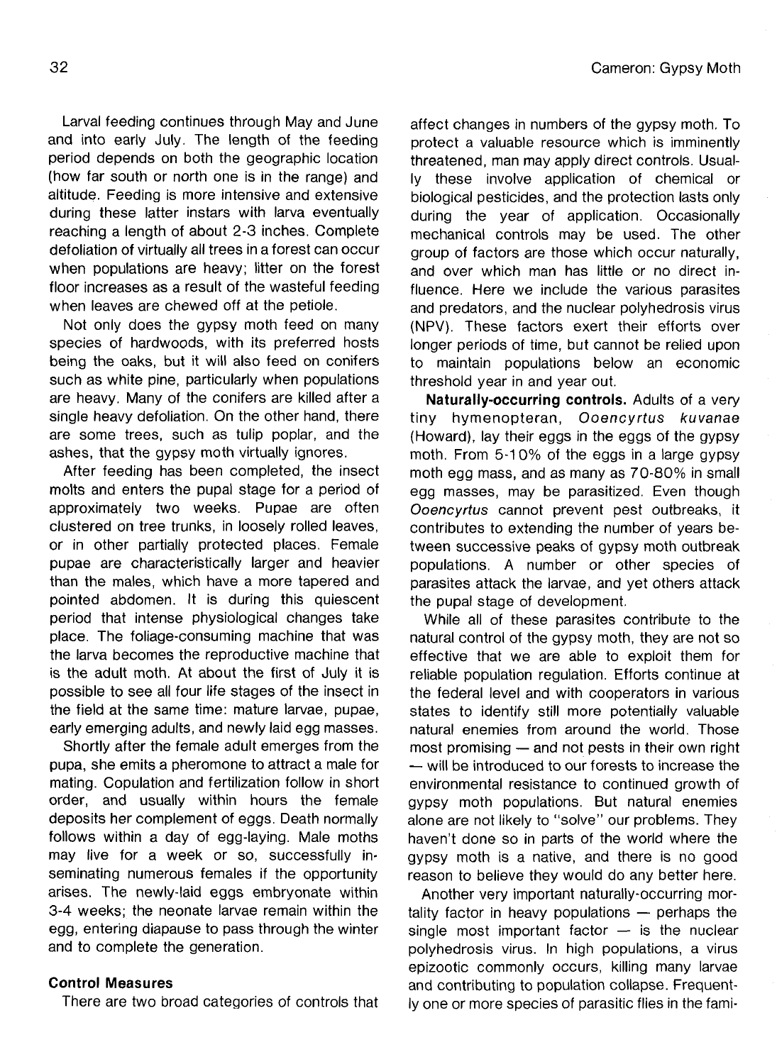Larval feeding continues through May and June and into early July. The length of the feeding period depends on both the geographic location (how far south or north one is in the range) and altitude. Feeding is more intensive and extensive during these latter instars with larva eventually reaching a length of about 2-3 inches. Complete defoliation of virtually all trees in a forest can occur when populations are heavy; litter on the forest floor increases as a result of the wasteful feeding when leaves are chewed off at the petiole.

Not only does the gypsy moth feed on many species of hardwoods, with its preferred hosts being the oaks, but it will also feed on conifers such as white pine, particularly when populations are heavy. Many of the conifers are killed after a single heavy defoliation. On the other hand, there are some trees, such as tulip poplar, and the ashes, that the gypsy moth virtually ignores.

After feeding has been completed, the insect molts and enters the pupal stage for a period of approximately two weeks. Pupae are often clustered on tree trunks, in loosely rolled leaves, or in other partially protected places. Female pupae are characteristically larger and heavier than the males, which have a more tapered and pointed abdomen. It is during this quiescent period that intense physiological changes take place. The foliage-consuming machine that was the larva becomes the reproductive machine that is the adult moth. At about the first of July it is possible to see all four life stages of the insect in the field at the same time: mature larvae, pupae, early emerging adults, and newly laid egg masses.

Shortly after the female adult emerges from the pupa, she emits a pheromone to attract a male for mating. Copulation and fertilization follow in short order, and usually within hours the female deposits her complement of eggs. Death normally follows within a day of egg-laying. Male moths may live for a week or so, successfully inseminating numerous females if the opportunity arises. The newly-laid eggs embryonate within 3-4 weeks; the neonate larvae remain within the egg, entering diapause to pass through the winter and to complete the generation.

### Control Measures

There are two broad categories of controls that affect changes in numbers of the gypsy moth. To protect a valuable resource which is imminently threatened, man may apply direct controls. Usually these involve application of chemical or biological pesticides, and the protection lasts only during the year of application. Occasionally mechanical controls may be used. The other group of factors are those which occur naturally, and over which man has little or no direct influence. Here we include the various parasites and predators, and the nuclear polyhedrosis virus (NPV). These factors exert their efforts over longer periods of time, but cannot be relied upon to maintain populations below an economic threshold year in and year out.

**Naturally-occurring controls.** Adults of a very tiny hymenopteran, *Ooencyrtus kuvanae* (Howard), lay their eggs in the eggs of the gypsy moth. From 5-10% of the eggs in a large gypsy moth egg mass, and as many as 70-80% in small egg masses, may be parasitized. Even though *Ooencyrtus* cannot prevent pest outbreaks, it contributes to extending the number of years between successive peaks of gypsy moth outbreak populations. A number or other species of parasites attack the larvae, and yet others attack the pupal stage of development.

While all of these parasites contribute to the natural control of the gypsy moth, they are not so effective that we are able to exploit them for reliable population regulation. Efforts continue at the federal level and with cooperators in various states to identify still more potentially valuable natural enemies from around the world. Those most promising — and not pests in their own right — will be introduced to our forests to increase the environmental resistance to continued growth of gypsy moth populations. But natural enemies alone are not likely to "solve" our problems. They haven't done so in parts of the world where the gypsy moth is a native, and there is no good reason to believe they would do any better here.

Another very important naturally-occurring mortality factor in heavy populations — perhaps the single most important factor — is the nuclear polyhedrosis virus. In high populations, a virus epizootic commonly occurs, killing many larvae and contributing to population collapse. Frequently one or more species of parasitic flies in the fami-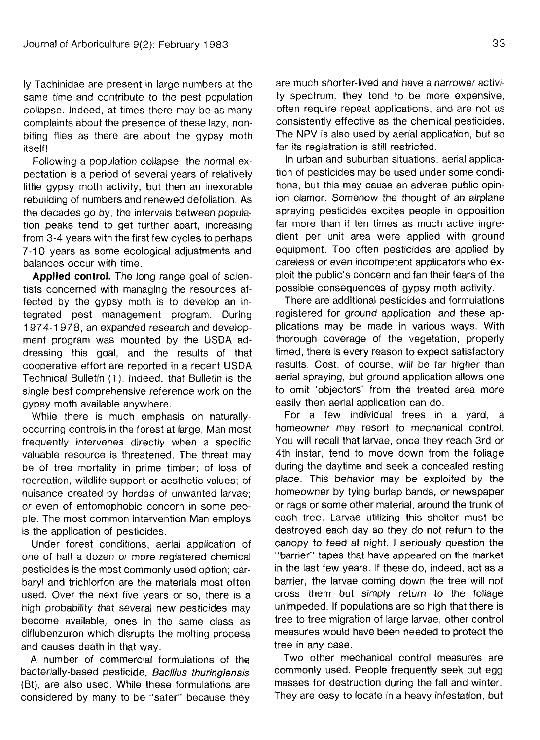ly Tachinidae are present in large numbers at the same time and contribute to the pest population collapse. Indeed, at times there may be as many complaints about the presence of these lazy, non-biting flies as there are about the gypsy moth itself!

Following a population collapse, the normal expectation is a period of several years of relatively little gypsy moth activity, but then an inexorable rebuilding of numbers and renewed defoliation. As the decades go by, the intervals between population peaks tend to get further apart, increasing from 3-4 years with the first few cycles to perhaps 7-10 years as some ecological adjustments and balances occur with time.

**Applied control.** The long range goal of scientists concerned with managing the resources affected by the gypsy moth is to develop an integrated pest management program. During 1974-1978, an expanded research and development program was mounted by the USDA addressing this goal, and the results of that cooperative effort are reported in a recent USDA Technical Bulletin (1). Indeed, that Bulletin is the single best comprehensive reference work on the gypsy moth available anywhere.

While there is much emphasis on naturally-occurring controls in the forest at large, Man most frequently intervenes directly when a specific valuable resource is threatened. The threat may be of tree mortality in prime timber; of loss of recreation, wildlife support or aesthetic values; of nuisance created by hordes of unwanted larvae; or even of entomophobic concern in some people. The most common intervention Man employs is the application of pesticides.

Under forest conditions, aerial application of one of half a dozen or more registered chemical pesticides is the most commonly used option; carbaryl and trichlorfon are the materials most often used. Over the next five years or so, there is a high probability that several new pesticides may become available, ones in the same class as diflubenzuron which disrupts the molting process and causes death in that way.

A number of commercial formulations of the bacterially-based pesticide, *Bacillus thuringiensis* (Bt), are also used. While these formulations are considered by many to be "safer" because they are much shorter-lived and have a narrower activity spectrum, they tend to be more expensive, often require repeat applications, and are not as consistently effective as the chemical pesticides. The NPV is also used by aerial application, but so far its registration is still restricted.

In urban and suburban situations, aerial application of pesticides may be used under some conditions, but this may cause an adverse public opinion clamor. Somehow the thought of an airplane spraying pesticides excites people in opposition far more than if ten times as much active ingredient per unit area were applied with ground equipment. Too often pesticides are applied by careless or even incompetent applicators who exploit the public's concern and fan their fears of the possible consequences of gypsy moth activity.

There are additional pesticides and formulations registered for ground application, and these applications may be made in various ways. With thorough coverage of the vegetation, properly timed, there is every reason to expect satisfactory results. Cost, of course, will be far higher than aerial spraying, but ground application allows one to omit 'objectors' from the treated area more easily then aerial application can do.

For a few individual trees in a yard, a homeowner may resort to mechanical control. You will recall that larvae, once they reach 3rd or 4th instar, tend to move down from the foliage during the daytime and seek a concealed resting place. This behavior may be exploited by the homeowner by tying burlap bands, or newspaper or rags or some other material, around the trunk of each tree. Larvae utilizing this shelter must be destroyed each day so they do not return to the canopy to feed at night. I seriously question the "barrier" tapes that have appeared on the market in the last few years. If these do, indeed, act as a barrier, the larvae coming down the tree will not cross them but simply return to the foliage unimpeded. If populations are so high that there is tree to tree migration of large larvae, other control measures would have been needed to protect the tree in any case.

Two other mechanical control measures are commonly used. People frequently seek out egg masses for destruction during the fall and winter. They are easy to locate in a heavy infestation, but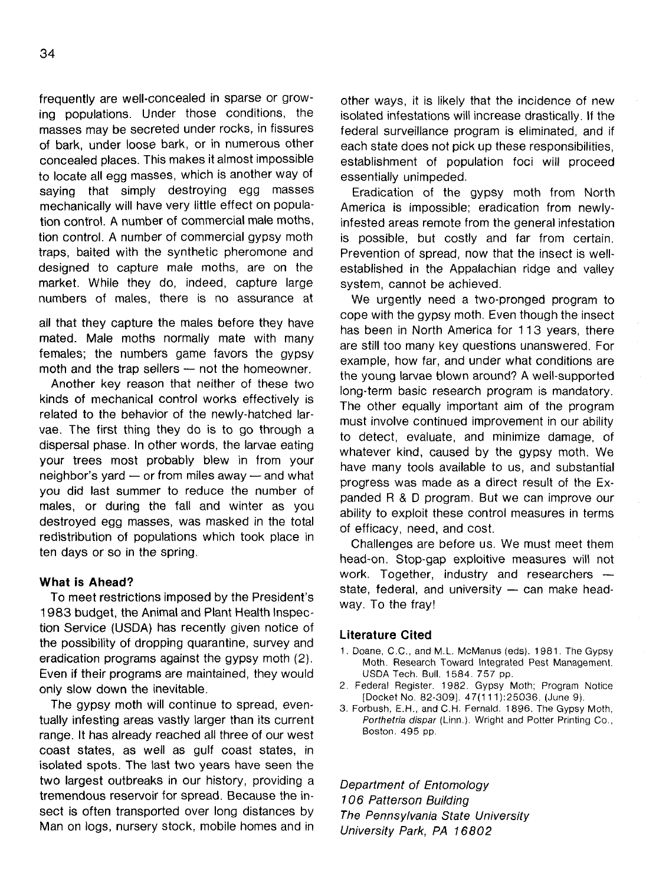frequently are well-concealed in sparse or growing populations. Under those conditions, the masses may be secreted under rocks, in fissures of bark, under loose bark, or in numerous other concealed places. This makes it almost impossible to locate all egg masses, which is another way of saying that simply destroying egg masses mechanically will have very little effect on population control. A number of commercial male moths, tion control. A number of commercial gypsy moth traps, baited with the synthetic pheromone and designed to capture male moths, are on the market. While they do, indeed, capture large numbers of males, there is no assurance at all that they capture the males before they have mated. Male moths normally mate with many females; the numbers game favors the gypsy moth and the trap sellers — not the homeowner.

Another key reason that neither of these two kinds of mechanical control works effectively is related to the behavior of the newly-hatched larvae. The first thing they do is to go through a dispersal phase. In other words, the larvae eating your trees most probably blew in from your neighbor's yard — or from miles away — and what you did last summer to reduce the number of males, or during the fall and winter as you destroyed egg masses, was masked in the total redistribution of populations which took place in ten days or so in the spring.

### What is Ahead?

To meet restrictions imposed by the President's 1983 budget, the Animal and Plant Health Inspection Service (USDA) has recently given notice of the possibility of dropping quarantine, survey and eradication programs against the gypsy moth (2). Even if their programs are maintained, they would only slow down the inevitable.

The gypsy moth will continue to spread, eventually infesting areas vastly larger than its current range. It has already reached all three of our west coast states, as well as gulf coast states, in isolated spots. The last two years have seen the two largest outbreaks in our history, providing a tremendous reservoir for spread. Because the insect is often transported over long distances by Man on logs, nursery stock, mobile homes and in other ways, it is likely that the incidence of new isolated infestations will increase drastically. If the federal surveillance program is eliminated, and if each state does not pick up these responsibilities, establishment of population foci will proceed essentially unimpeded.

Eradication of the gypsy moth from North America is impossible; eradication from newly-infested areas remote from the general infestation is possible, but costly and far from certain. Prevention of spread, now that the insect is well-established in the Appalachian ridge and valley system, cannot be achieved.

We urgently need a two-pronged program to cope with the gypsy moth. Even though the insect has been in North America for 113 years, there are still too many key questions unanswered. For example, how far, and under what conditions are the young larvae blown around? A well-supported long-term basic research program is mandatory. The other equally important aim of the program must involve continued improvement in our ability to detect, evaluate, and minimize damage, of whatever kind, caused by the gypsy moth. We have many tools available to us, and substantial progress was made as a direct result of the Expanded R & D program. But we can improve our ability to exploit these control measures in terms of efficacy, need, and cost.

Challenges are before us. We must meet them head-on. Stop-gap exploitive measures will not work. Together, industry and researchers — state, federal, and university — can make headway. To the fray!

### Literature Cited

1. Doane, C.C., and M.L. McManus (eds). 1981. The Gypsy Moth. Research Toward Integrated Pest Management. USDA Tech. Bull. 1584. 757 pp.
2. Federal Register. 1982. Gypsy Moth; Program Notice [Docket No. 82-309]. 47(111):25036. (June 9).
3. Forbush, E.H., and C.H. Fernald. 1896. The Gypsy Moth, *Porthetria dispar* (Linn.). Wright and Potter Printing Co., Boston. 495 pp.

*Department of Entomology*
*106 Patterson Building*
*The Pennsylvania State University*
*University Park, PA 16802*